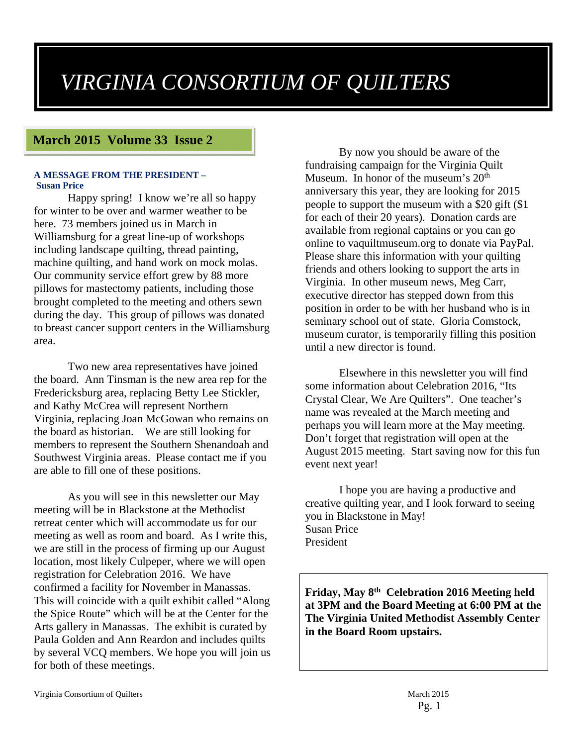# *VIRGINIA CONSORTIUM OF QUILTERS*

## March 2015 Volume 33 Issue 2

**A MESSAGE FROM THE PRESIDENT – Susan Price**

Happy spring! I know we're all so happy for winter to be over and warmer weather to be here. 73 members joined us in March in Williamsburg for a great line-up of workshops including landscape quilting, thread painting, machine quilting, and hand work on mock molas. Our community service effort grew by 88 more pillows for mastectomy patients, including those brought completed to the meeting and others sewn during the day. This group of pillows was donated to breast cancer support centers in the Williamsburg area.

Two new area representatives have joined the board. Ann Tinsman is the new area rep for the Fredericksburg area, replacing Betty Lee Stickler, and Kathy McCrea will represent Northern Virginia, replacing Joan McGowan who remains on the board as historian. We are still looking for members to represent the Southern Shenandoah and Southwest Virginia areas. Please contact me if you are able to fill one of these positions.

As you will see in this newsletter our May meeting will be in Blackstone at the Methodist retreat center which will accommodate us for our meeting as well as room and board. As I write this, we are still in the process of firming up our August location, most likely Culpeper, where we will open registration for Celebration 2016. We have confirmed a facility for November in Manassas. This will coincide with a quilt exhibit called "Along the Spice Route" which will be at the Center for the Arts gallery in Manassas. The exhibit is curated by Paula Golden and Ann Reardon and includes quilts by several VCQ members. We hope you will join us for both of these meetings.

By now you should be aware of the fundraising campaign for the Virginia Quilt Museum. In honor of the museum's 20th anniversary this year, they are looking for 2015 people to support the museum with a $20 gift ($1 for each of their 20 years). Donation cards are available from regional captains or you can go online to vaquiltmuseum.org to donate via PayPal. Please share this information with your quilting friends and others looking to support the arts in Virginia. In other museum news, Meg Carr, executive director has stepped down from this position in order to be with her husband who is in seminary school out of state. Gloria Comstock, museum curator, is temporarily filling this position until a new director is found.

Elsewhere in this newsletter you will find some information about Celebration 2016, "Its Crystal Clear, We Are Quilters". One teacher's name was revealed at the March meeting and perhaps you will learn more at the May meeting. Don't forget that registration will open at the August 2015 meeting. Start saving now for this fun event next year!

I hope you are having a productive and creative quilting year, and I look forward to seeing you in Blackstone in May!
Susan Price
President

**Friday, May 8th Celebration 2016 Meeting held at 3PM and the Board Meeting at 6:00 PM at the The Virginia United Methodist Assembly Center in the Board Room upstairs.**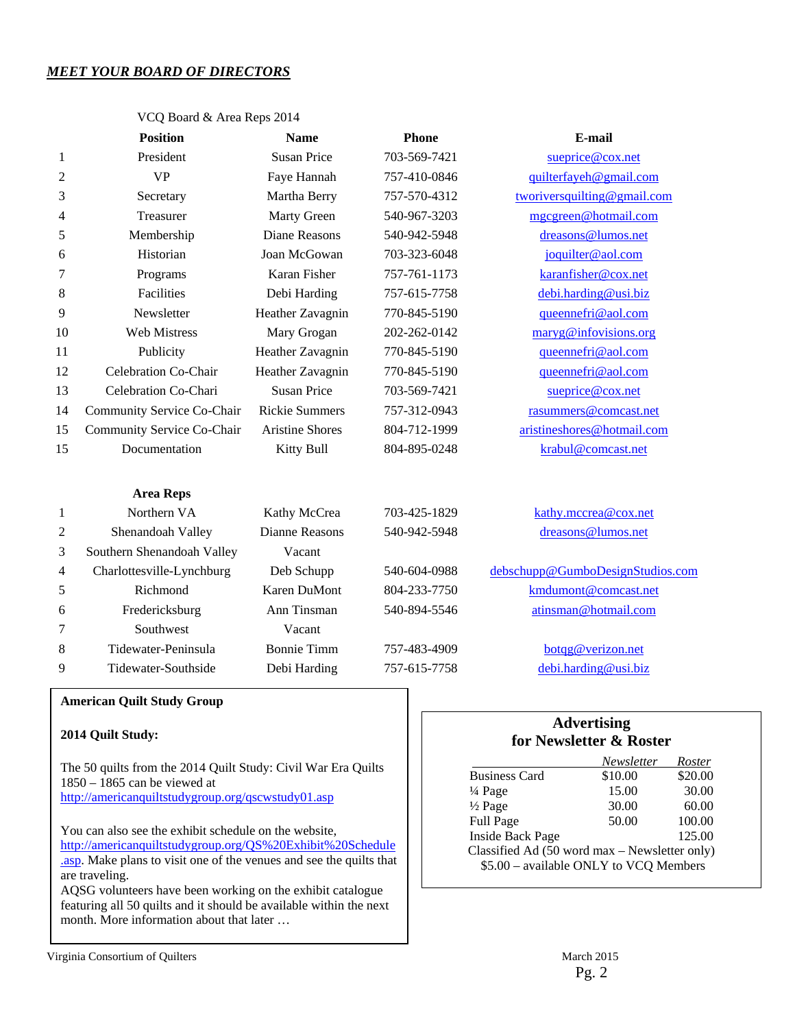## *MEET YOUR BOARD OF DIRECTORS*

VCQ Board & Area Reps 2014

| | Position | Name | Phone | E-mail |
|---|---|---|---|---|
| 1 | President | Susan Price | 703-569-7421 | sueprice@cox.net |
| 2 | VP | Faye Hannah | 757-410-0846 | quilterfayeh@gmail.com |
| 3 | Secretary | Martha Berry | 757-570-4312 | tworiversquilting@gmail.com |
| 4 | Treasurer | Marty Green | 540-967-3203 | mgcgreen@hotmail.com |
| 5 | Membership | Diane Reasons | 540-942-5948 | dreasons@lumos.net |
| 6 | Historian | Joan McGowan | 703-323-6048 | joquilter@aol.com |
| 7 | Programs | Karan Fisher | 757-761-1173 | karanfisher@cox.net |
| 8 | Facilities | Debi Harding | 757-615-7758 | debi.harding@usi.biz |
| 9 | Newsletter | Heather Zavagnin | 770-845-5190 | queennefri@aol.com |
| 10 | Web Mistress | Mary Grogan | 202-262-0142 | maryg@infovisions.org |
| 11 | Publicity | Heather Zavagnin | 770-845-5190 | queennefri@aol.com |
| 12 | Celebration Co-Chair | Heather Zavagnin | 770-845-5190 | queennefri@aol.com |
| 13 | Celebration Co-Chari | Susan Price | 703-569-7421 | sueprice@cox.net |
| 14 | Community Service Co-Chair | Rickie Summers | 757-312-0943 | rasummers@comcast.net |
| 15 | Community Service Co-Chair | Aristine Shores | 804-712-1999 | aristineshores@hotmail.com |
| 15 | Documentation | Kitty Bull | 804-895-0248 | krabul@comcast.net |

| | **Area Reps** | | | |
|---|---|---|---|---|
| 1 | Northern VA | Kathy McCrea | 703-425-1829 | kathy.mccrea@cox.net |
| 2 | Shenandoah Valley | Dianne Reasons | 540-942-5948 | dreasons@lumos.net |
| 3 | Southern Shenandoah Valley | Vacant | | |
| 4 | Charlottesville-Lynchburg | Deb Schupp | 540-604-0988 | debschupp@GumboDesignStudios.com |
| 5 | Richmond | Karen DuMont | 804-233-7750 | kmdumont@comcast.net |
| 6 | Fredericksburg | Ann Tinsman | 540-894-5546 | atinsman@hotmail.com |
| 7 | Southwest | Vacant | | |
| 8 | Tidewater-Peninsula | Bonnie Timm | 757-483-4909 | botqg@verizon.net |
| 9 | Tidewater-Southside | Debi Harding | 757-615-7758 | debi.harding@usi.biz |

**American Quilt Study Group**

**2014 Quilt Study:**

The 50 quilts from the 2014 Quilt Study: Civil War Era Quilts 1850 – 1865 can be viewed at http://americanquiltstudygroup.org/qscwstudy01.asp

You can also see the exhibit schedule on the website, http://americanquiltstudygroup.org/QS%20Exhibit%20Schedule.asp. Make plans to visit one of the venues and see the quilts that are traveling.
AQSG volunteers have been working on the exhibit catalogue featuring all 50 quilts and it should be available within the next month. More information about that later …

### Advertising for Newsletter & Roster

| | *Newsletter* | *Roster* |
|---|---|---|
| Business Card | $10.00 | $20.00 |
| ¼ Page | 15.00 | 30.00 |
| ½ Page | 30.00 | 60.00 |
| Full Page | 50.00 | 100.00 |
| Inside Back Page | | 125.00 |

Classified Ad (50 word max – Newsletter only)
$5.00 – available ONLY to VCQ Members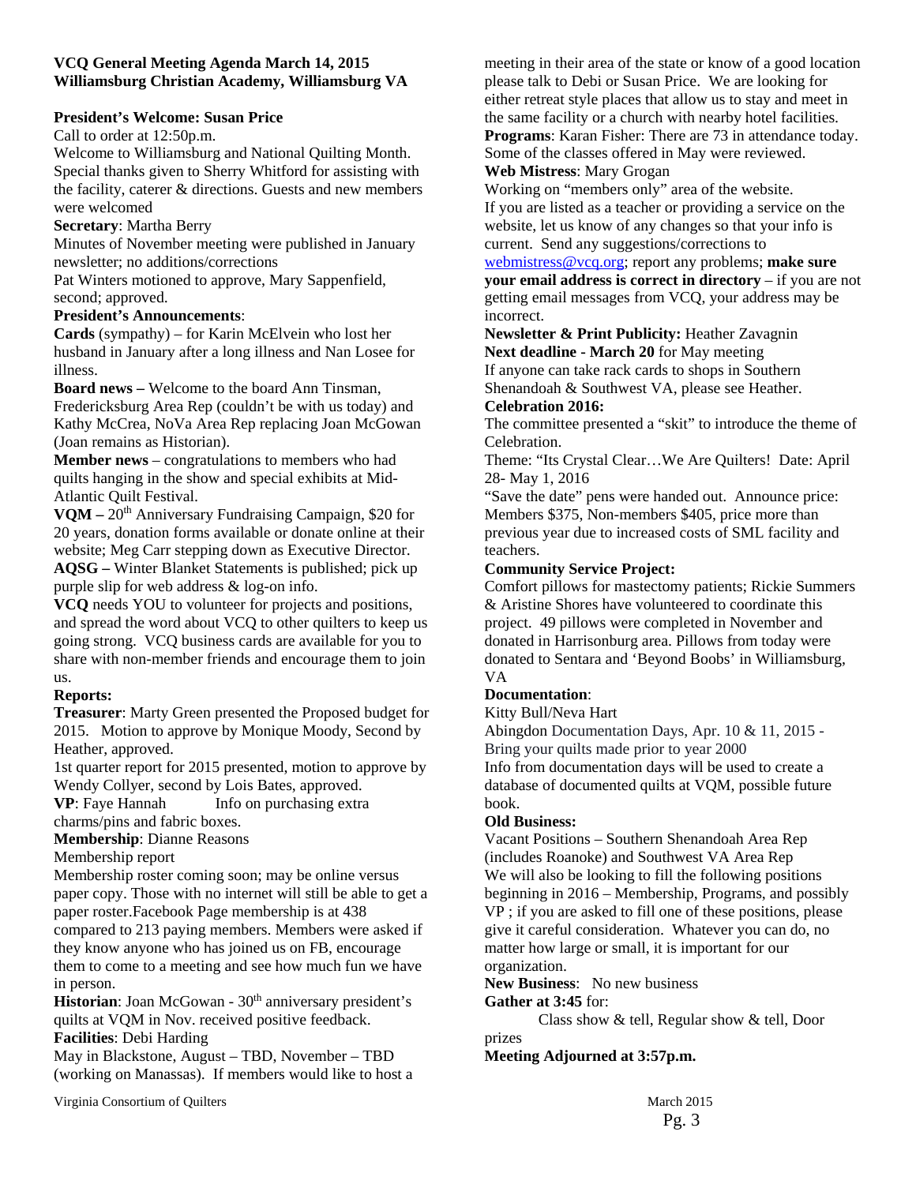**VCQ General Meeting Agenda March 14, 2015**
**Williamsburg Christian Academy, Williamsburg VA**

**President's Welcome: Susan Price**

Call to order at 12:50p.m.

Welcome to Williamsburg and National Quilting Month. Special thanks given to Sherry Whitford for assisting with the facility, caterer & directions. Guests and new members were welcomed

**Secretary**: Martha Berry

Minutes of November meeting were published in January newsletter; no additions/corrections

Pat Winters motioned to approve, Mary Sappenfield, second; approved.

**President's Announcements**:

**Cards** (sympathy) – for Karin McElvein who lost her husband in January after a long illness and Nan Losee for illness.

**Board news –** Welcome to the board Ann Tinsman, Fredericksburg Area Rep (couldn't be with us today) and Kathy McCrea, NoVa Area Rep replacing Joan McGowan (Joan remains as Historian).

**Member news** – congratulations to members who had quilts hanging in the show and special exhibits at Mid-Atlantic Quilt Festival.

**VQM –** 20th Anniversary Fundraising Campaign, $20 for 20 years, donation forms available or donate online at their website; Meg Carr stepping down as Executive Director.

**AQSG –** Winter Blanket Statements is published; pick up purple slip for web address & log-on info.

**VCQ** needs YOU to volunteer for projects and positions, and spread the word about VCQ to other quilters to keep us going strong. VCQ business cards are available for you to share with non-member friends and encourage them to join us.

**Reports:**

**Treasurer**: Marty Green presented the Proposed budget for 2015. Motion to approve by Monique Moody, Second by Heather, approved.

1st quarter report for 2015 presented, motion to approve by Wendy Collyer, second by Lois Bates, approved.

**VP**: Faye Hannah Info on purchasing extra charms/pins and fabric boxes.

**Membership**: Dianne Reasons

Membership report

Membership roster coming soon; may be online versus paper copy. Those with no internet will still be able to get a paper roster.Facebook Page membership is at 438 compared to 213 paying members. Members were asked if they know anyone who has joined us on FB, encourage them to come to a meeting and see how much fun we have in person.

**Historian**: Joan McGowan - 30th anniversary president's quilts at VQM in Nov. received positive feedback.

**Facilities**: Debi Harding

May in Blackstone, August – TBD, November – TBD (working on Manassas). If members would like to host a meeting in their area of the state or know of a good location please talk to Debi or Susan Price. We are looking for either retreat style places that allow us to stay and meet in the same facility or a church with nearby hotel facilities.

**Programs**: Karan Fisher: There are 73 in attendance today. Some of the classes offered in May were reviewed.

**Web Mistress**: Mary Grogan

Working on "members only" area of the website.

If you are listed as a teacher or providing a service on the website, let us know of any changes so that your info is current. Send any suggestions/corrections to webmistress@vcq.org; report any problems; **make sure your email address is correct in directory** – if you are not getting email messages from VCQ, your address may be incorrect.

**Newsletter & Print Publicity:** Heather Zavagnin

**Next deadline - March 20** for May meeting

If anyone can take rack cards to shops in Southern Shenandoah & Southwest VA, please see Heather.

**Celebration 2016:**

The committee presented a "skit" to introduce the theme of Celebration.

Theme: "Its Crystal Clear…We Are Quilters! Date: April 28- May 1, 2016

"Save the date" pens were handed out. Announce price: Members $375, Non-members $405, price more than previous year due to increased costs of SML facility and teachers.

**Community Service Project:**

Comfort pillows for mastectomy patients; Rickie Summers & Aristine Shores have volunteered to coordinate this project. 49 pillows were completed in November and donated in Harrisonburg area. Pillows from today were donated to Sentara and 'Beyond Boobs' in Williamsburg, VA

**Documentation**:

Kitty Bull/Neva Hart

Abingdon Documentation Days, Apr. 10 & 11, 2015 - Bring your quilts made prior to year 2000

Info from documentation days will be used to create a database of documented quilts at VQM, possible future book.

**Old Business:**

Vacant Positions – Southern Shenandoah Area Rep (includes Roanoke) and Southwest VA Area Rep

We will also be looking to fill the following positions beginning in 2016 – Membership, Programs, and possibly VP ; if you are asked to fill one of these positions, please give it careful consideration. Whatever you can do, no matter how large or small, it is important for our organization.

**New Business**: No new business

**Gather at 3:45** for:

Class show & tell, Regular show & tell, Door prizes

**Meeting Adjourned at 3:57p.m.**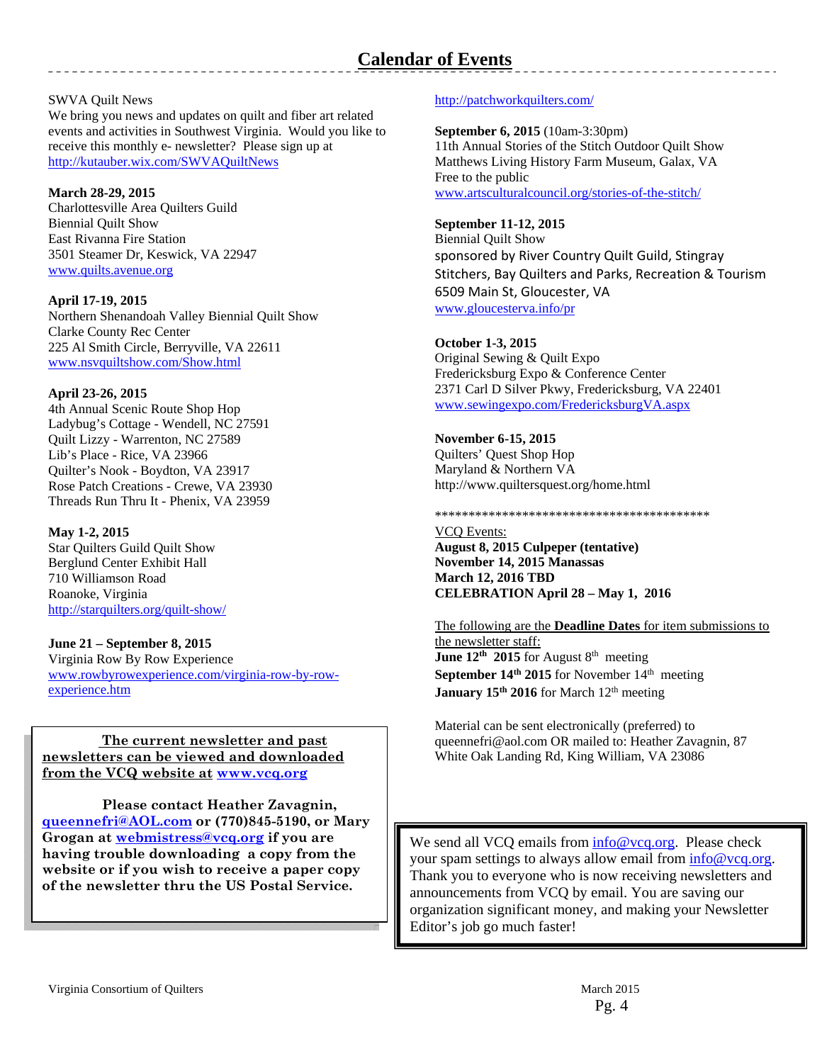# Calendar of Events

SWVA Quilt News
We bring you news and updates on quilt and fiber art related events and activities in Southwest Virginia. Would you like to receive this monthly e- newsletter? Please sign up at http://kutauber.wix.com/SWVAQuiltNews

**March 28-29, 2015**
Charlottesville Area Quilters Guild
Biennial Quilt Show
East Rivanna Fire Station
3501 Steamer Dr, Keswick, VA 22947
www.quilts.avenue.org

**April 17-19, 2015**
Northern Shenandoah Valley Biennial Quilt Show
Clarke County Rec Center
225 Al Smith Circle, Berryville, VA 22611
www.nsvquiltshow.com/Show.html

**April 23-26, 2015**
4th Annual Scenic Route Shop Hop
Ladybug's Cottage - Wendell, NC 27591
Quilt Lizzy - Warrenton, NC 27589
Lib's Place - Rice, VA 23966
Quilter's Nook - Boydton, VA 23917
Rose Patch Creations - Crewe, VA 23930
Threads Run Thru It - Phenix, VA 23959

**May 1-2, 2015**
Star Quilters Guild Quilt Show
Berglund Center Exhibit Hall
710 Williamson Road
Roanoke, Virginia
http://starquilters.org/quilt-show/

**June 21 – September 8, 2015**
Virginia Row By Row Experience
www.rowbyrowexperience.com/virginia-row-by-row-experience.htm

**The current newsletter and past newsletters can be viewed and downloaded from the VCQ website at www.vcq.org**

**Please contact Heather Zavagnin, queennefri@AOL.com or (770)845-5190, or Mary Grogan at webmistress@vcq.org if you are having trouble downloading a copy from the website or if you wish to receive a paper copy of the newsletter thru the US Postal Service.**

http://patchworkquilters.com/

**September 6, 2015** (10am-3:30pm)
11th Annual Stories of the Stitch Outdoor Quilt Show
Matthews Living History Farm Museum, Galax, VA
Free to the public
www.artsculturalcouncil.org/stories-of-the-stitch/

**September 11-12, 2015**
Biennial Quilt Show
sponsored by River Country Quilt Guild, Stingray Stitchers, Bay Quilters and Parks, Recreation & Tourism
6509 Main St, Gloucester, VA
www.gloucesterva.info/pr

**October 1-3, 2015**
Original Sewing & Quilt Expo
Fredericksburg Expo & Conference Center
2371 Carl D Silver Pkwy, Fredericksburg, VA 22401
www.sewingexpo.com/FredericksburgVA.aspx

**November 6-15, 2015**
Quilters' Quest Shop Hop
Maryland & Northern VA
http://www.quiltersquest.org/home.html

******************************************

VCQ Events:
**August 8, 2015 Culpeper (tentative)**
**November 14, 2015 Manassas**
**March 12, 2016 TBD**
**CELEBRATION April 28 – May 1, 2016**

The following are the **Deadline Dates** for item submissions to the newsletter staff:
**June 12th 2015** for August 8th meeting
**September 14th 2015** for November 14th meeting
**January 15th 2016** for March 12th meeting

Material can be sent electronically (preferred) to queennefri@aol.com OR mailed to: Heather Zavagnin, 87 White Oak Landing Rd, King William, VA 23086

We send all VCQ emails from info@vcq.org. Please check your spam settings to always allow email from info@vcq.org. Thank you to everyone who is now receiving newsletters and announcements from VCQ by email. You are saving our organization significant money, and making your Newsletter Editor's job go much faster!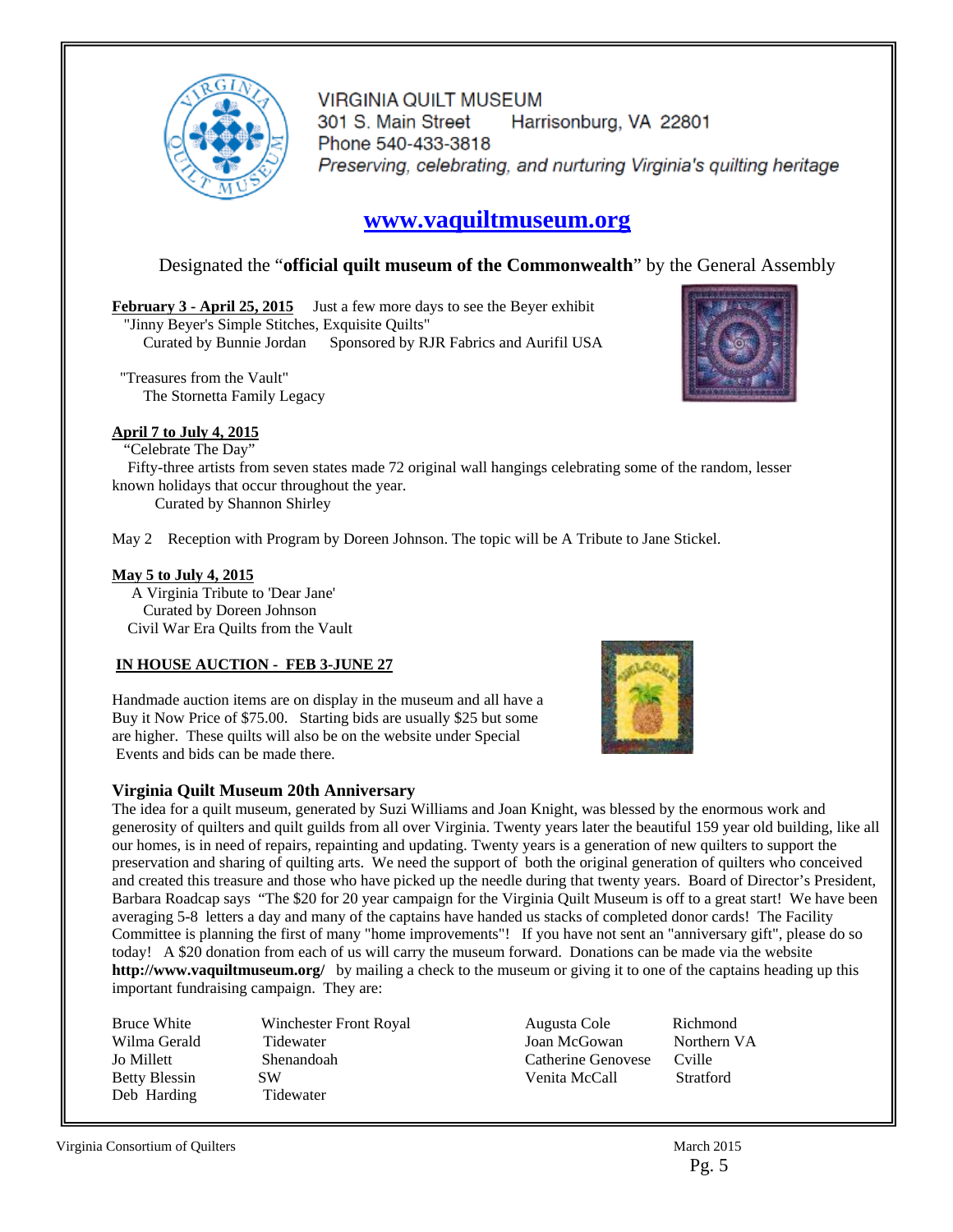# VIRGINIA QUILT MUSEUM

301 S. Main Street     Harrisonburg, VA 22801

Phone 540-433-3818

*Preserving, celebrating, and nurturing Virginia's quilting heritage*

## www.vaquiltmuseum.org

Designated the "**official quilt museum of the Commonwealth**" by the General Assembly

**February 3 - April 25, 2015**  Just a few more days to see the Beyer exhibit

"Jinny Beyer's Simple Stitches, Exquisite Quilts"

Curated by Bunnie Jordan   Sponsored by RJR Fabrics and Aurifil USA

"Treasures from the Vault"

The Stornetta Family Legacy

**April 7 to July 4, 2015**

"Celebrate The Day"

Fifty-three artists from seven states made 72 original wall hangings celebrating some of the random, lesser known holidays that occur throughout the year.

Curated by Shannon Shirley

May 2  Reception with Program by Doreen Johnson. The topic will be A Tribute to Jane Stickel.

**May 5 to July 4, 2015**

A Virginia Tribute to 'Dear Jane'

Curated by Doreen Johnson

Civil War Era Quilts from the Vault

**IN HOUSE AUCTION - FEB 3-JUNE 27**

Handmade auction items are on display in the museum and all have a Buy it Now Price of $75.00. Starting bids are usually $25 but some are higher. These quilts will also be on the website under Special Events and bids can be made there.

### Virginia Quilt Museum 20th Anniversary

The idea for a quilt museum, generated by Suzi Williams and Joan Knight, was blessed by the enormous work and generosity of quilters and quilt guilds from all over Virginia. Twenty years later the beautiful 159 year old building, like all our homes, is in need of repairs, repainting and updating. Twenty years is a generation of new quilters to support the preservation and sharing of quilting arts. We need the support of both the original generation of quilters who conceived and created this treasure and those who have picked up the needle during that twenty years. Board of Director's President, Barbara Roadcap says "The $20 for 20 year campaign for the Virginia Quilt Museum is off to a great start! We have been averaging 5-8 letters a day and many of the captains have handed us stacks of completed donor cards! The Facility Committee is planning the first of many "home improvements"! If you have not sent an "anniversary gift", please do so today! A $20 donation from each of us will carry the museum forward. Donations can be made via the website **http://www.vaquiltmuseum.org/** by mailing a check to the museum or giving it to one of the captains heading up this important fundraising campaign. They are:

| | | | |
|---|---|---|---|
| Bruce White | Winchester Front Royal | Augusta Cole | Richmond |
| Wilma Gerald | Tidewater | Joan McGowan | Northern VA |
| Jo Millett | Shenandoah | Catherine Genovese | Cville |
| Betty Blessin | SW | Venita McCall | Stratford |
| Deb Harding | Tidewater | | |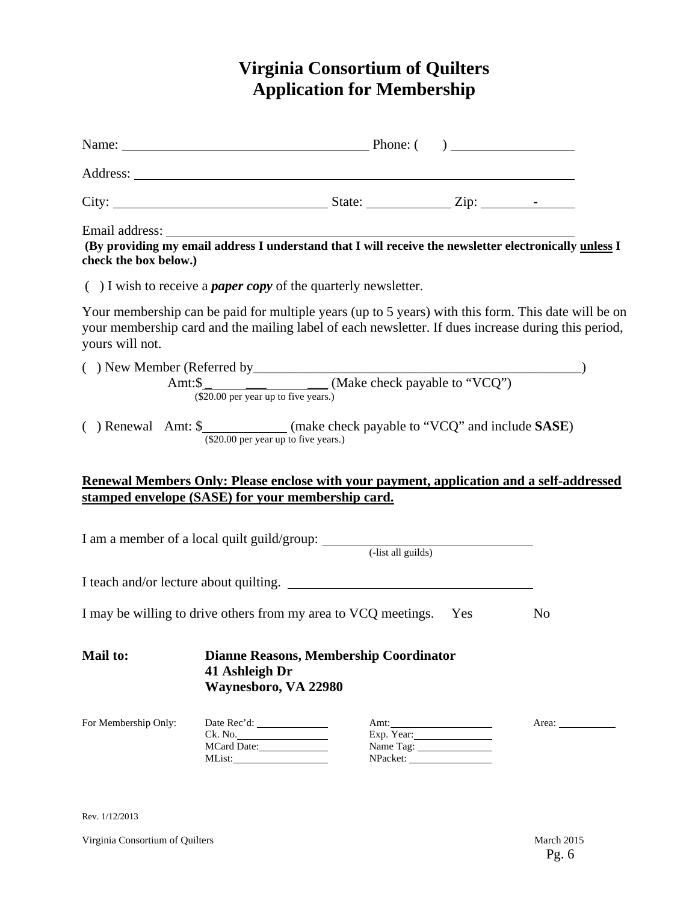# Virginia Consortium of Quilters
# Application for Membership

Name: ______________________________ Phone: (     ) ______________

Address: ______________________________________________

City: __________________________ State: __________ Zip: ______-_____

Email address: ______________________________________________

**(By providing my email address I understand that I will receive the newsletter electronically <u>unless</u> I check the box below.)**

(  ) I wish to receive a ***paper copy*** of the quarterly newsletter.

Your membership can be paid for multiple years (up to 5 years) with this form. This date will be on your membership card and the mailing label of each newsletter. If dues increase during this period, yours will not.

(  ) New Member (Referred by_________________________________________)
Amt:$_______________ (Make check payable to "VCQ")
($20.00 per year up to five years.)

(  ) Renewal   Amt: $__________ (make check payable to "VCQ" and include **SASE**)
($20.00 per year up to five years.)

**<u>Renewal Members Only: Please enclose with your payment, application and a self-addressed stamped envelope (SASE) for your membership card.</u>**

I am a member of a local quilt guild/group: ___________________________
(-list all guilds)

I teach and/or lecture about quilting. ______________________________

I may be willing to drive others from my area to VCQ meetings.   Yes   No

**Mail to:** **Dianne Reasons, Membership Coordinator**
**41 Ashleigh Dr**
**Waynesboro, VA 22980**

| For Membership Only: | Date Rec'd: ________ | Amt: ________ | Area: ________ |
|---|---|---|---|
| | Ck. No. ________ | Exp. Year: ________ | |
| | MCard Date: ________ | Name Tag: ________ | |
| | MList: ________ | NPacket: ________ | |

Rev. 1/12/2013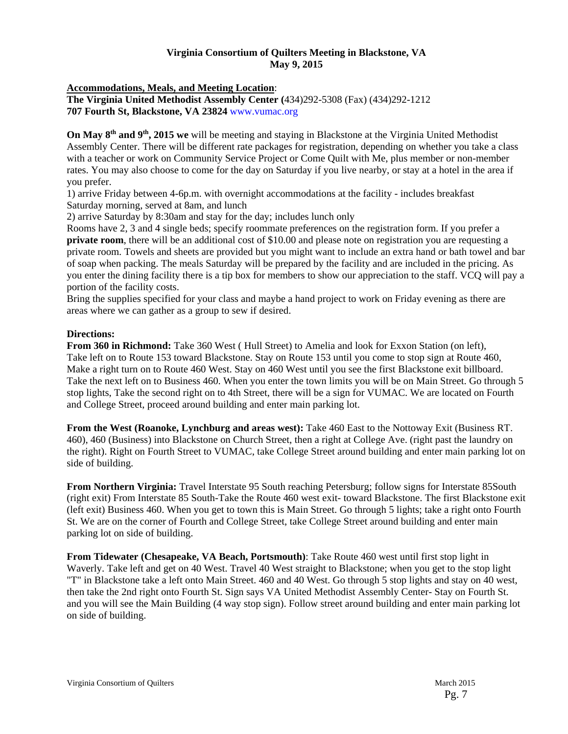## Virginia Consortium of Quilters Meeting in Blackstone, VA
## May 9, 2015

**Accommodations, Meals, and Meeting Location**:

**The Virginia United Methodist Assembly Center (**434)292-5308 (Fax) (434)292-1212
**707 Fourth St, Blackstone, VA 23824** www.vumac.org

**On May 8th and 9th, 2015 we** will be meeting and staying in Blackstone at the Virginia United Methodist Assembly Center. There will be different rate packages for registration, depending on whether you take a class with a teacher or work on Community Service Project or Come Quilt with Me, plus member or non-member rates. You may also choose to come for the day on Saturday if you live nearby, or stay at a hotel in the area if you prefer.

1) arrive Friday between 4-6p.m. with overnight accommodations at the facility - includes breakfast Saturday morning, served at 8am, and lunch
2) arrive Saturday by 8:30am and stay for the day; includes lunch only

Rooms have 2, 3 and 4 single beds; specify roommate preferences on the registration form. If you prefer a **private room**, there will be an additional cost of $10.00 and please note on registration you are requesting a private room. Towels and sheets are provided but you might want to include an extra hand or bath towel and bar of soap when packing. The meals Saturday will be prepared by the facility and are included in the pricing. As you enter the dining facility there is a tip box for members to show our appreciation to the staff. VCQ will pay a portion of the facility costs.

Bring the supplies specified for your class and maybe a hand project to work on Friday evening as there are areas where we can gather as a group to sew if desired.

**Directions:**

**From 360 in Richmond:** Take 360 West ( Hull Street) to Amelia and look for Exxon Station (on left), Take left on to Route 153 toward Blackstone. Stay on Route 153 until you come to stop sign at Route 460, Make a right turn on to Route 460 West. Stay on 460 West until you see the first Blackstone exit billboard. Take the next left on to Business 460. When you enter the town limits you will be on Main Street. Go through 5 stop lights, Take the second right on to 4th Street, there will be a sign for VUMAC. We are located on Fourth and College Street, proceed around building and enter main parking lot.

**From the West (Roanoke, Lynchburg and areas west):** Take 460 East to the Nottoway Exit (Business RT. 460), 460 (Business) into Blackstone on Church Street, then a right at College Ave. (right past the laundry on the right). Right on Fourth Street to VUMAC, take College Street around building and enter main parking lot on side of building.

**From Northern Virginia:** Travel Interstate 95 South reaching Petersburg; follow signs for Interstate 85South (right exit) From Interstate 85 South-Take the Route 460 west exit- toward Blackstone. The first Blackstone exit (left exit) Business 460. When you get to town this is Main Street. Go through 5 lights; take a right onto Fourth St. We are on the corner of Fourth and College Street, take College Street around building and enter main parking lot on side of building.

**From Tidewater (Chesapeake, VA Beach, Portsmouth)**: Take Route 460 west until first stop light in Waverly. Take left and get on 40 West. Travel 40 West straight to Blackstone; when you get to the stop light "T" in Blackstone take a left onto Main Street. 460 and 40 West. Go through 5 stop lights and stay on 40 west, then take the 2nd right onto Fourth St. Sign says VA United Methodist Assembly Center- Stay on Fourth St. and you will see the Main Building (4 way stop sign). Follow street around building and enter main parking lot on side of building.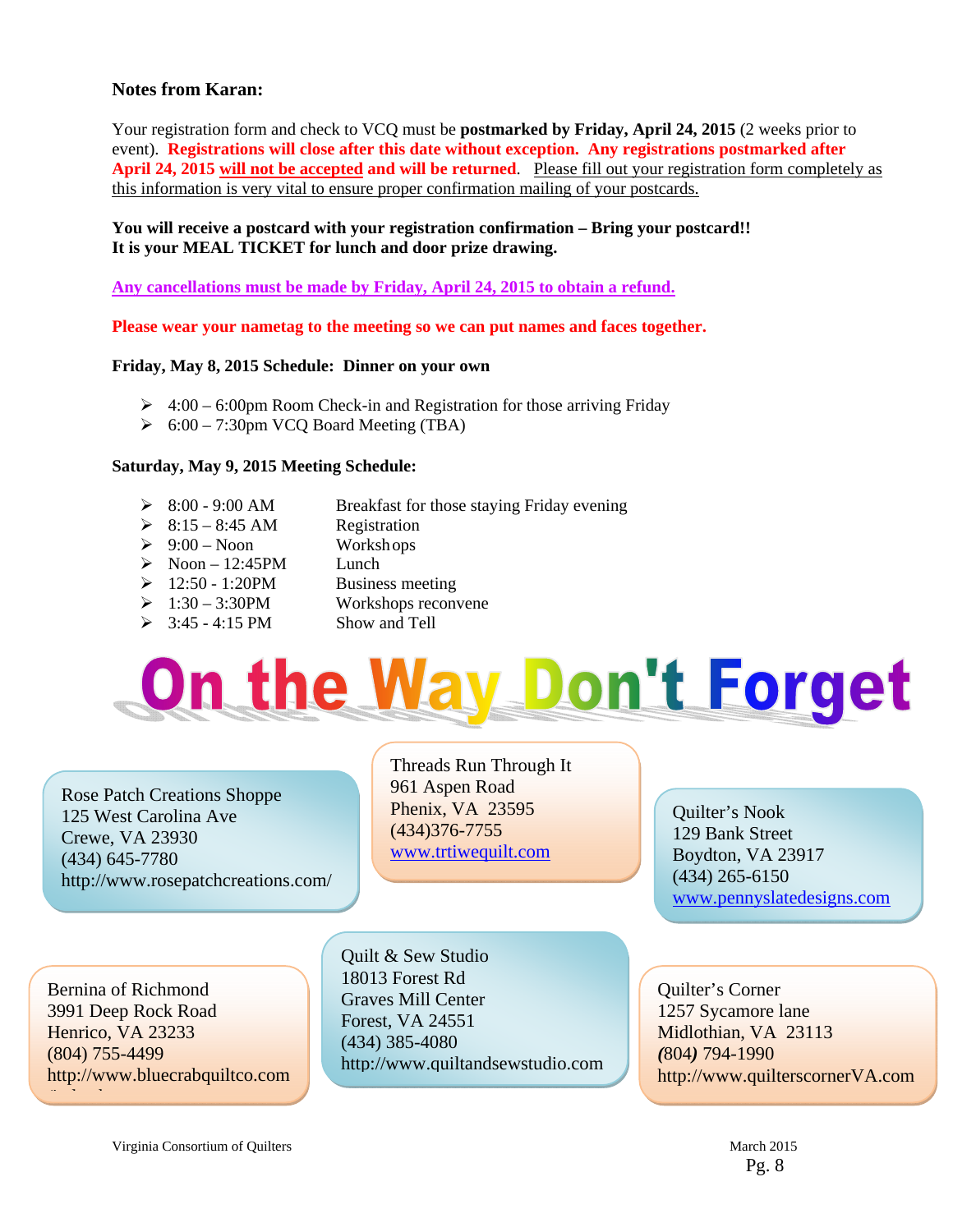**Notes from Karan:**

Your registration form and check to VCQ must be **postmarked by Friday, April 24, 2015** (2 weeks prior to event). **Registrations will close after this date without exception. Any registrations postmarked after April 24, 2015 will not be accepted and will be returned.** Please fill out your registration form completely as this information is very vital to ensure proper confirmation mailing of your postcards.

**You will receive a postcard with your registration confirmation – Bring your postcard!!**
**It is your MEAL TICKET for lunch and door prize drawing.**

**Any cancellations must be made by Friday, April 24, 2015 to obtain a refund.**

**Please wear your nametag to the meeting so we can put names and faces together.**

**Friday, May 8, 2015 Schedule: Dinner on your own**

- 4:00 – 6:00pm Room Check-in and Registration for those arriving Friday
- 6:00 – 7:30pm VCQ Board Meeting (TBA)

**Saturday, May 9, 2015 Meeting Schedule:**

- 8:00 - 9:00 AM — Breakfast for those staying Friday evening
- 8:15 – 8:45 AM — Registration
- 9:00 – Noon — Workshops
- Noon – 12:45PM — Lunch
- 12:50 - 1:20PM — Business meeting
- 1:30 – 3:30PM — Workshops reconvene
- 3:45 - 4:15 PM — Show and Tell

# On the Way Don't Forget

Rose Patch Creations Shoppe
125 West Carolina Ave
Crewe, VA 23930
(434) 645-7780
http://www.rosepatchcreations.com/

Threads Run Through It
961 Aspen Road
Phenix, VA 23595
(434)376-7755
www.trtiwequilt.com

Quilter's Nook
129 Bank Street
Boydton, VA 23917
(434) 265-6150
www.pennyslatedesigns.com

Bernina of Richmond
3991 Deep Rock Road
Henrico, VA 23233
(804) 755-4499
http://www.bluecrabquiltco.com

Quilt & Sew Studio
18013 Forest Rd
Graves Mill Center
Forest, VA 24551
(434) 385-4080
http://www.quiltandsewstudio.com

Quilter's Corner
1257 Sycamore lane
Midlothian, VA 23113
(804) 794-1990
http://www.quilterscornerVA.com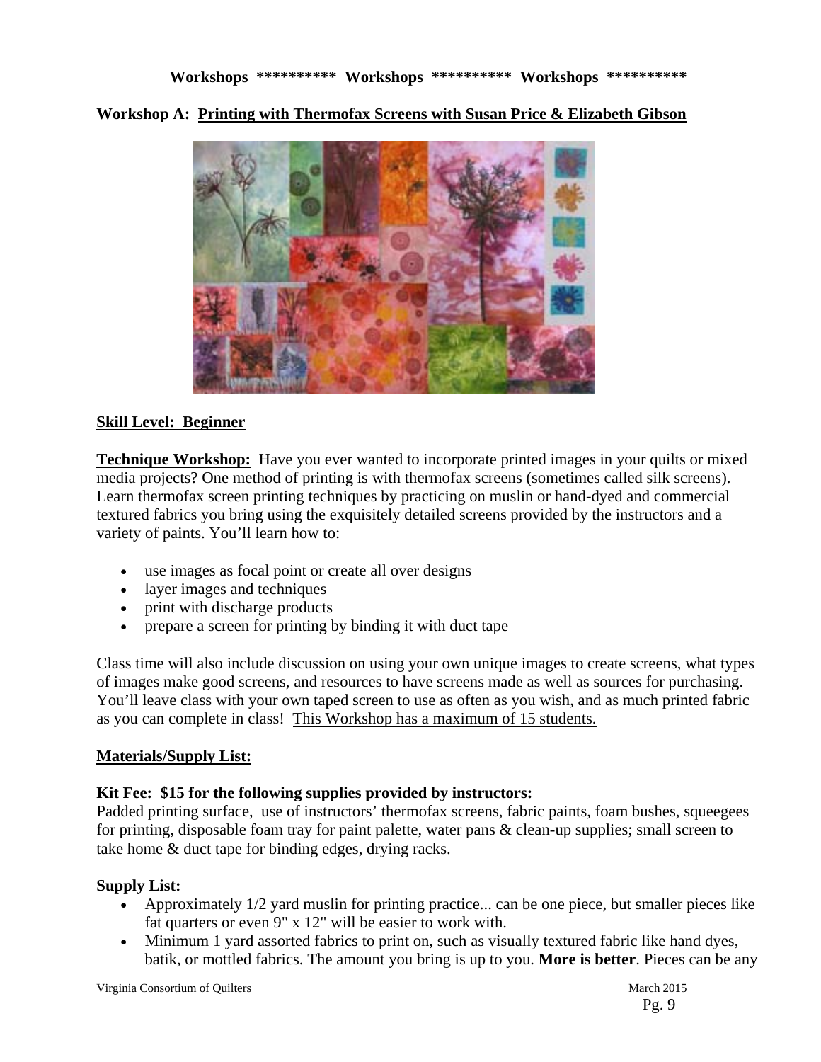**Workshops \*\*\*\*\*\*\*\*\*\* Workshops \*\*\*\*\*\*\*\*\*\* Workshops \*\*\*\*\*\*\*\*\*\***

## Workshop A: Printing with Thermofax Screens with Susan Price & Elizabeth Gibson

**Skill Level: Beginner**

**Technique Workshop:** Have you ever wanted to incorporate printed images in your quilts or mixed media projects? One method of printing is with thermofax screens (sometimes called silk screens). Learn thermofax screen printing techniques by practicing on muslin or hand-dyed and commercial textured fabrics you bring using the exquisitely detailed screens provided by the instructors and a variety of paints. You'll learn how to:

- use images as focal point or create all over designs
- layer images and techniques
- print with discharge products
- prepare a screen for printing by binding it with duct tape

Class time will also include discussion on using your own unique images to create screens, what types of images make good screens, and resources to have screens made as well as sources for purchasing. You'll leave class with your own taped screen to use as often as you wish, and as much printed fabric as you can complete in class! This Workshop has a maximum of 15 students.

**Materials/Supply List:**

**Kit Fee: $15 for the following supplies provided by instructors:**
Padded printing surface, use of instructors' thermofax screens, fabric paints, foam bushes, squeegees for printing, disposable foam tray for paint palette, water pans & clean-up supplies; small screen to take home & duct tape for binding edges, drying racks.

**Supply List:**

- Approximately 1/2 yard muslin for printing practice... can be one piece, but smaller pieces like fat quarters or even 9" x 12" will be easier to work with.
- Minimum 1 yard assorted fabrics to print on, such as visually textured fabric like hand dyes, batik, or mottled fabrics. The amount you bring is up to you. **More is better**. Pieces can be any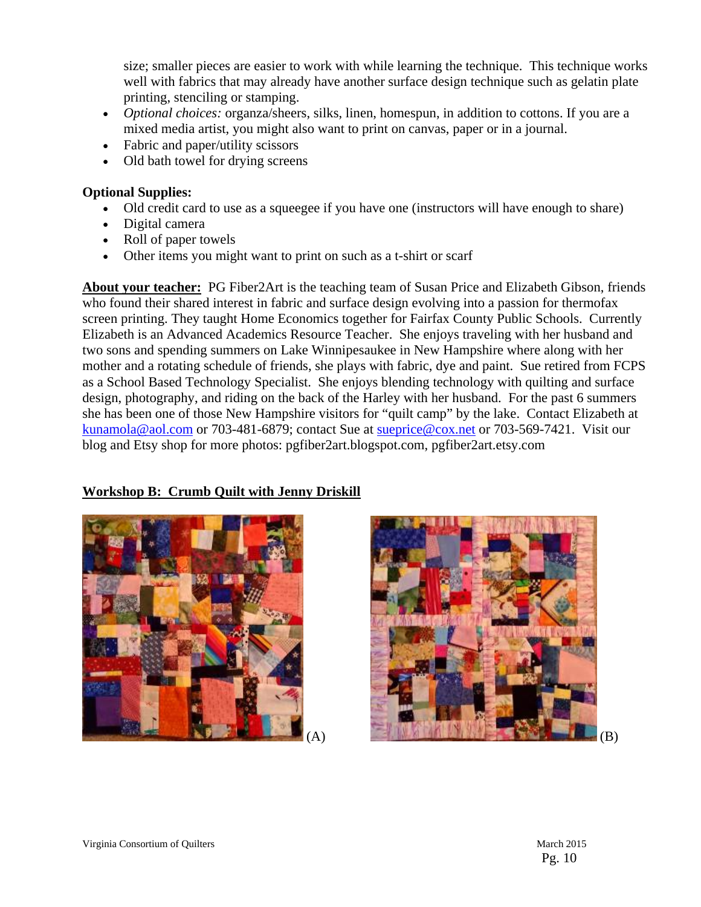size; smaller pieces are easier to work with while learning the technique. This technique works well with fabrics that may already have another surface design technique such as gelatin plate printing, stenciling or stamping.

- *Optional choices:* organza/sheers, silks, linen, homespun, in addition to cottons. If you are a mixed media artist, you might also want to print on canvas, paper or in a journal.
- Fabric and paper/utility scissors
- Old bath towel for drying screens

**Optional Supplies:**

- Old credit card to use as a squeegee if you have one (instructors will have enough to share)
- Digital camera
- Roll of paper towels
- Other items you might want to print on such as a t-shirt or scarf

**About your teacher:** PG Fiber2Art is the teaching team of Susan Price and Elizabeth Gibson, friends who found their shared interest in fabric and surface design evolving into a passion for thermofax screen printing. They taught Home Economics together for Fairfax County Public Schools. Currently Elizabeth is an Advanced Academics Resource Teacher. She enjoys traveling with her husband and two sons and spending summers on Lake Winnipesaukee in New Hampshire where along with her mother and a rotating schedule of friends, she plays with fabric, dye and paint. Sue retired from FCPS as a School Based Technology Specialist. She enjoys blending technology with quilting and surface design, photography, and riding on the back of the Harley with her husband. For the past 6 summers she has been one of those New Hampshire visitors for "quilt camp" by the lake. Contact Elizabeth at kunamola@aol.com or 703-481-6879; contact Sue at sueprice@cox.net or 703-569-7421. Visit our blog and Etsy shop for more photos: pgfiber2art.blogspot.com, pgfiber2art.etsy.com

## Workshop B: Crumb Quilt with Jenny Driskill

(A)

(B)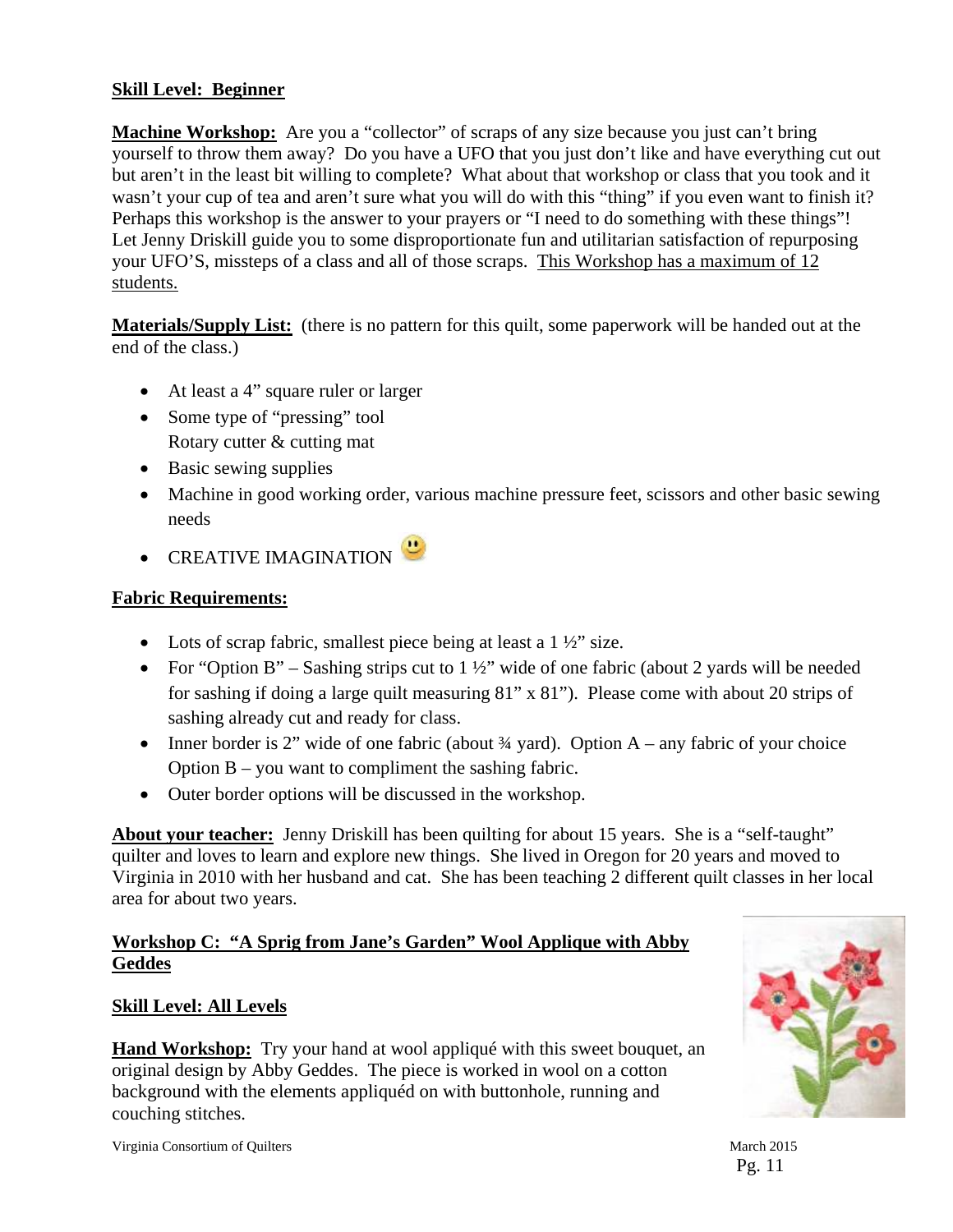**Skill Level: Beginner**

**Machine Workshop:** Are you a “collector” of scraps of any size because you just can’t bring yourself to throw them away? Do you have a UFO that you just don’t like and have everything cut out but aren’t in the least bit willing to complete? What about that workshop or class that you took and it wasn’t your cup of tea and aren’t sure what you will do with this “thing” if you even want to finish it? Perhaps this workshop is the answer to your prayers or “I need to do something with these things”! Let Jenny Driskill guide you to some disproportionate fun and utilitarian satisfaction of repurposing your UFO’S, missteps of a class and all of those scraps. This Workshop has a maximum of 12 students.

**Materials/Supply List:** (there is no pattern for this quilt, some paperwork will be handed out at the end of the class.)

- At least a 4” square ruler or larger
- Some type of “pressing” tool
  Rotary cutter & cutting mat
- Basic sewing supplies
- Machine in good working order, various machine pressure feet, scissors and other basic sewing needs
- CREATIVE IMAGINATION 🙂

**Fabric Requirements:**

- Lots of scrap fabric, smallest piece being at least a 1 ½” size.
- For “Option B” – Sashing strips cut to 1 ½” wide of one fabric (about 2 yards will be needed for sashing if doing a large quilt measuring 81” x 81”). Please come with about 20 strips of sashing already cut and ready for class.
- Inner border is 2” wide of one fabric (about ¾ yard). Option A – any fabric of your choice Option B – you want to compliment the sashing fabric.
- Outer border options will be discussed in the workshop.

**About your teacher:** Jenny Driskill has been quilting for about 15 years. She is a “self-taught” quilter and loves to learn and explore new things. She lived in Oregon for 20 years and moved to Virginia in 2010 with her husband and cat. She has been teaching 2 different quilt classes in her local area for about two years.

**Workshop C: “A Sprig from Jane’s Garden” Wool Applique with Abby Geddes**

**Skill Level: All Levels**

**Hand Workshop:** Try your hand at wool appliqué with this sweet bouquet, an original design by Abby Geddes. The piece is worked in wool on a cotton background with the elements appliquéd on with buttonhole, running and couching stitches.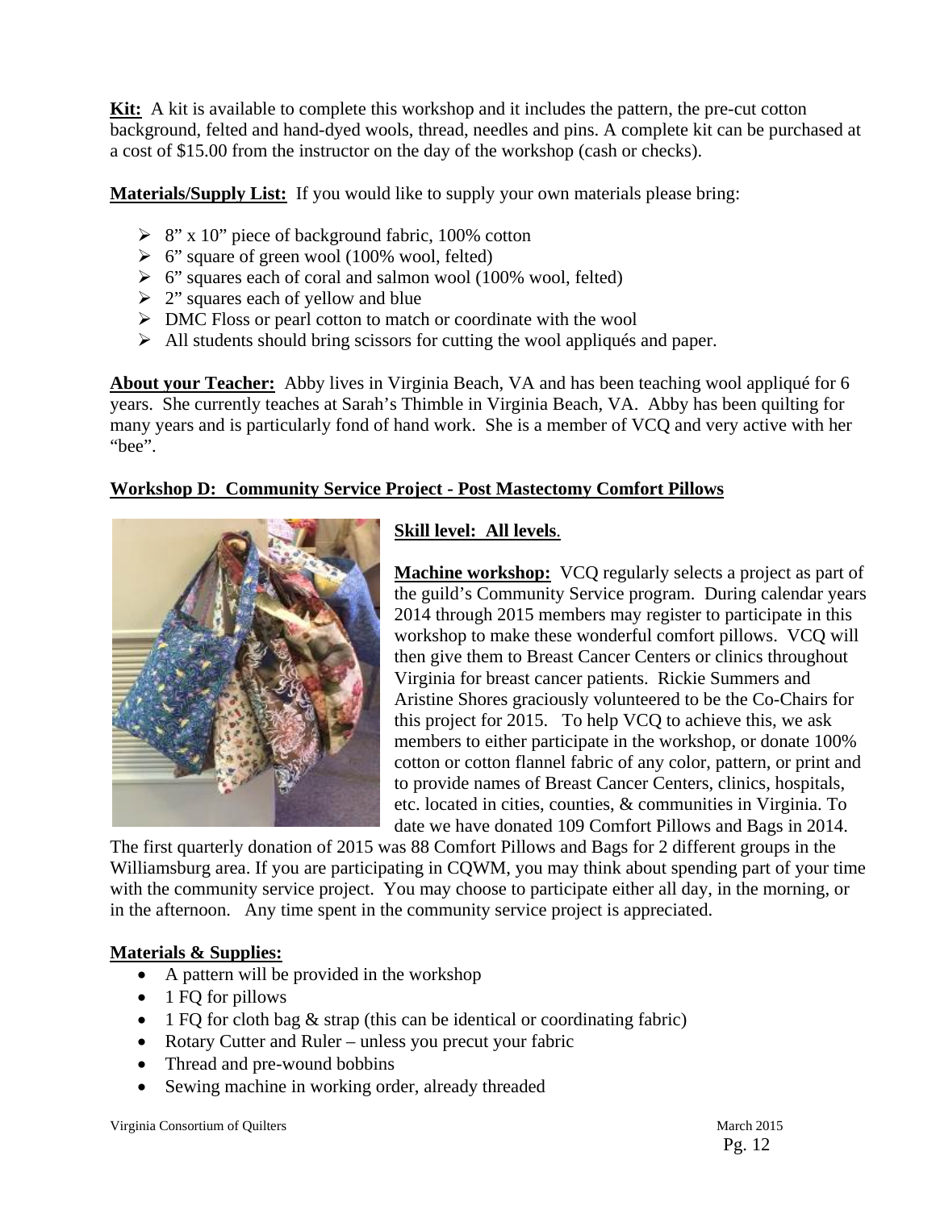**Kit:** A kit is available to complete this workshop and it includes the pattern, the pre-cut cotton background, felted and hand-dyed wools, thread, needles and pins. A complete kit can be purchased at a cost of $15.00 from the instructor on the day of the workshop (cash or checks).

**Materials/Supply List:** If you would like to supply your own materials please bring:

- 8" x 10" piece of background fabric, 100% cotton
- 6" square of green wool (100% wool, felted)
- 6" squares each of coral and salmon wool (100% wool, felted)
- 2" squares each of yellow and blue
- DMC Floss or pearl cotton to match or coordinate with the wool
- All students should bring scissors for cutting the wool appliqués and paper.

**About your Teacher:** Abby lives in Virginia Beach, VA and has been teaching wool appliqué for 6 years. She currently teaches at Sarah's Thimble in Virginia Beach, VA. Abby has been quilting for many years and is particularly fond of hand work. She is a member of VCQ and very active with her "bee".

**Workshop D: Community Service Project - Post Mastectomy Comfort Pillows**

**Skill level: All levels**.

**Machine workshop:** VCQ regularly selects a project as part of the guild's Community Service program. During calendar years 2014 through 2015 members may register to participate in this workshop to make these wonderful comfort pillows. VCQ will then give them to Breast Cancer Centers or clinics throughout Virginia for breast cancer patients. Rickie Summers and Aristine Shores graciously volunteered to be the Co-Chairs for this project for 2015. To help VCQ to achieve this, we ask members to either participate in the workshop, or donate 100% cotton or cotton flannel fabric of any color, pattern, or print and to provide names of Breast Cancer Centers, clinics, hospitals, etc. located in cities, counties, & communities in Virginia. To date we have donated 109 Comfort Pillows and Bags in 2014. The first quarterly donation of 2015 was 88 Comfort Pillows and Bags for 2 different groups in the Williamsburg area. If you are participating in CQWM, you may think about spending part of your time with the community service project. You may choose to participate either all day, in the morning, or in the afternoon. Any time spent in the community service project is appreciated.

**Materials & Supplies:**

- A pattern will be provided in the workshop
- 1 FQ for pillows
- 1 FQ for cloth bag & strap (this can be identical or coordinating fabric)
- Rotary Cutter and Ruler – unless you precut your fabric
- Thread and pre-wound bobbins
- Sewing machine in working order, already threaded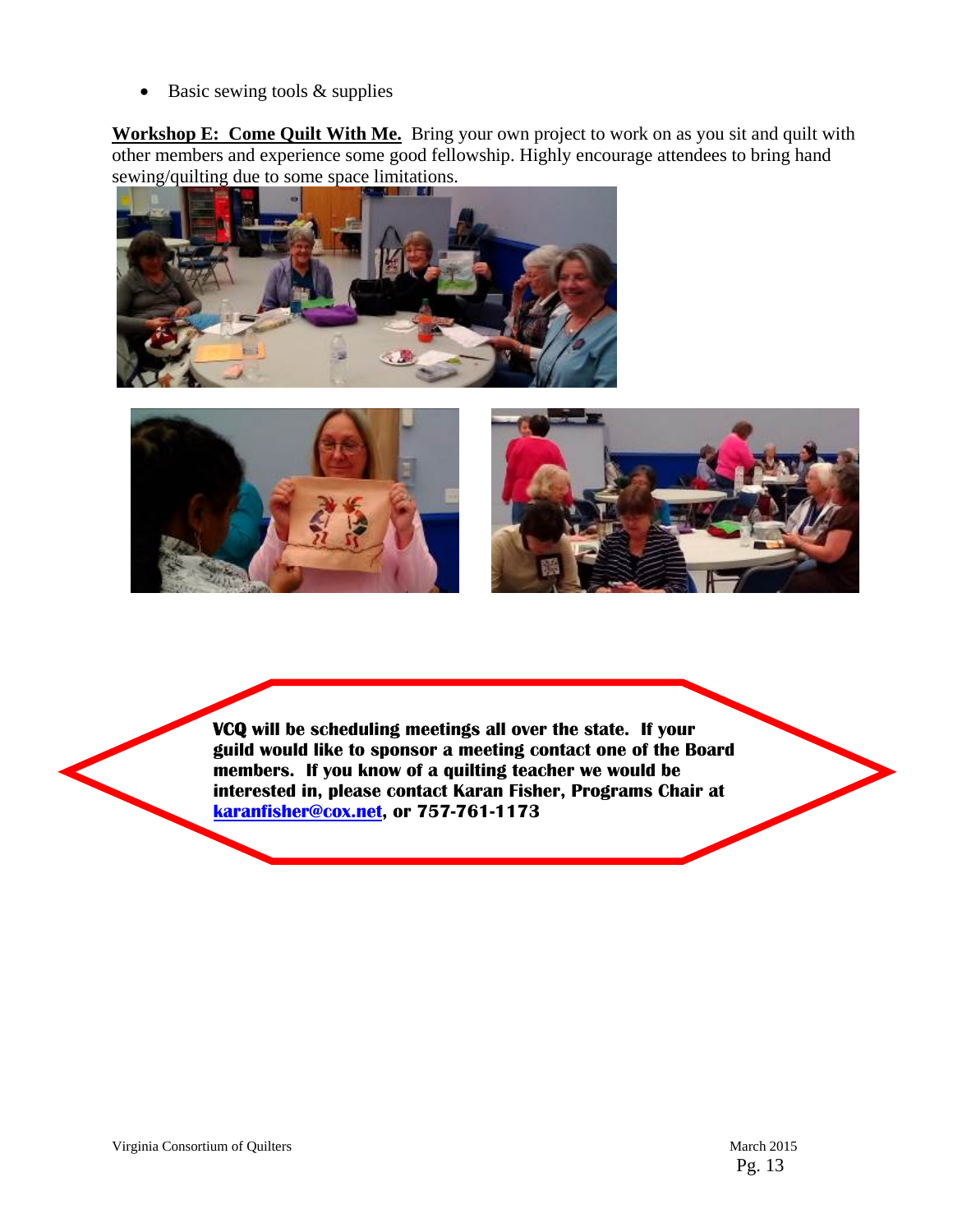- Basic sewing tools & supplies

**Workshop E: Come Quilt With Me.** Bring your own project to work on as you sit and quilt with other members and experience some good fellowship. Highly encourage attendees to bring hand sewing/quilting due to some space limitations.

**VCQ will be scheduling meetings all over the state. If your guild would like to sponsor a meeting contact one of the Board members. If you know of a quilting teacher we would be interested in, please contact Karan Fisher, Programs Chair at karanfisher@cox.net, or 757-761-1173**

Virginia Consortium of Quilters

March 2015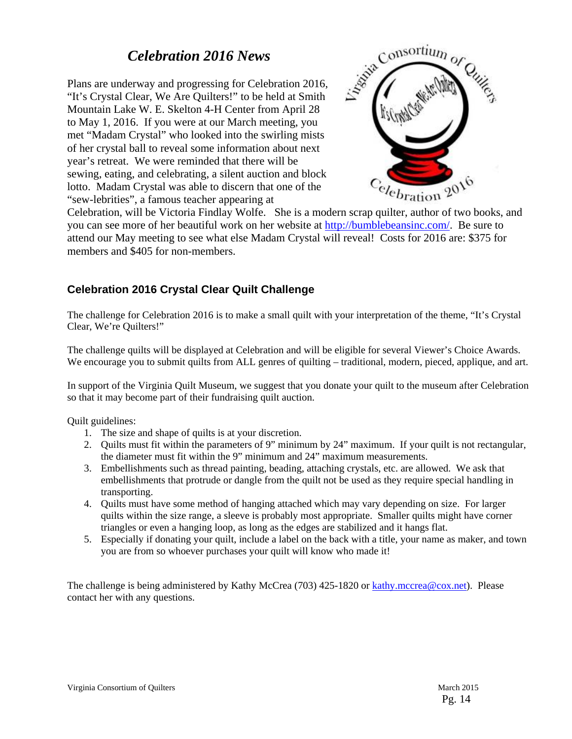## *Celebration 2016 News*

Plans are underway and progressing for Celebration 2016, "It's Crystal Clear, We Are Quilters!" to be held at Smith Mountain Lake W. E. Skelton 4-H Center from April 28 to May 1, 2016. If you were at our March meeting, you met "Madam Crystal" who looked into the swirling mists of her crystal ball to reveal some information about next year's retreat. We were reminded that there will be sewing, eating, and celebrating, a silent auction and block lotto. Madam Crystal was able to discern that one of the "sew-lebrities", a famous teacher appearing at Celebration, will be Victoria Findlay Wolfe. She is a modern scrap quilter, author of two books, and you can see more of her beautiful work on her website at http://bumblebeansinc.com/. Be sure to attend our May meeting to see what else Madam Crystal will reveal! Costs for 2016 are: $375 for members and $405 for non-members.

### Celebration 2016 Crystal Clear Quilt Challenge

The challenge for Celebration 2016 is to make a small quilt with your interpretation of the theme, "It's Crystal Clear, We're Quilters!"

The challenge quilts will be displayed at Celebration and will be eligible for several Viewer's Choice Awards. We encourage you to submit quilts from ALL genres of quilting – traditional, modern, pieced, applique, and art.

In support of the Virginia Quilt Museum, we suggest that you donate your quilt to the museum after Celebration so that it may become part of their fundraising quilt auction.

Quilt guidelines:

1. The size and shape of quilts is at your discretion.
2. Quilts must fit within the parameters of 9" minimum by 24" maximum. If your quilt is not rectangular, the diameter must fit within the 9" minimum and 24" maximum measurements.
3. Embellishments such as thread painting, beading, attaching crystals, etc. are allowed. We ask that embellishments that protrude or dangle from the quilt not be used as they require special handling in transporting.
4. Quilts must have some method of hanging attached which may vary depending on size. For larger quilts within the size range, a sleeve is probably most appropriate. Smaller quilts might have corner triangles or even a hanging loop, as long as the edges are stabilized and it hangs flat.
5. Especially if donating your quilt, include a label on the back with a title, your name as maker, and town you are from so whoever purchases your quilt will know who made it!

The challenge is being administered by Kathy McCrea (703) 425-1820 or kathy.mccrea@cox.net). Please contact her with any questions.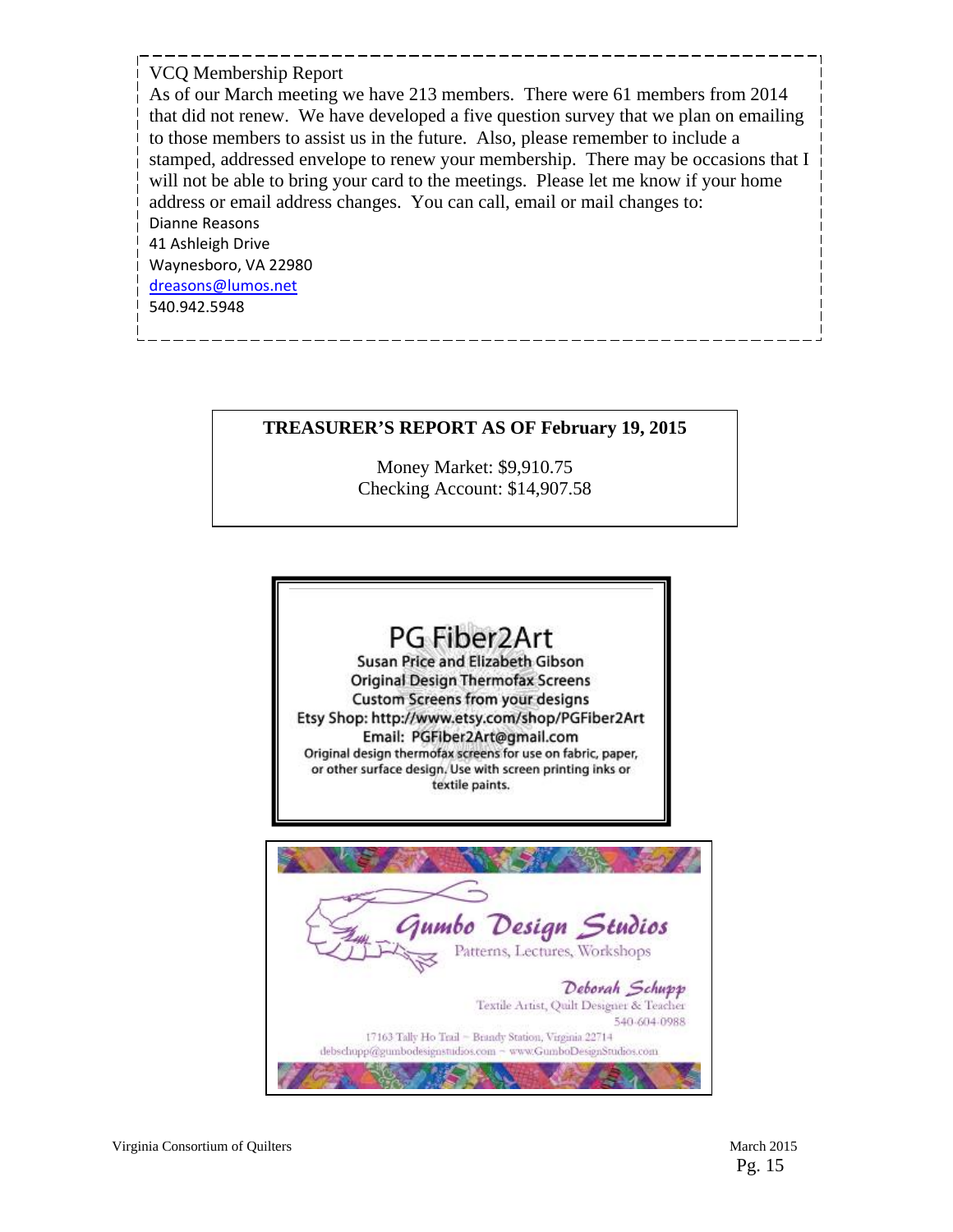VCQ Membership Report

As of our March meeting we have 213 members. There were 61 members from 2014 that did not renew. We have developed a five question survey that we plan on emailing to those members to assist us in the future. Also, please remember to include a stamped, addressed envelope to renew your membership. There may be occasions that I will not be able to bring your card to the meetings. Please let me know if your home address or email address changes. You can call, email or mail changes to:

Dianne Reasons
41 Ashleigh Drive
Waynesboro, VA 22980
dreasons@lumos.net
540.942.5948

**TREASURER'S REPORT AS OF February 19, 2015**

Money Market: $9,910.75
Checking Account: $14,907.58

PG Fiber2Art
Susan Price and Elizabeth Gibson
Original Design Thermofax Screens
Custom Screens from your designs
Etsy Shop: http://www.etsy.com/shop/PGFiber2Art
Email: PGFiber2Art@gmail.com
Original design thermofax screens for use on fabric, paper, or other surface design. Use with screen printing inks or textile paints.

Gumbo Design Studios
Patterns, Lectures, Workshops
Deborah Schupp
Textile Artist, Quilt Designer & Teacher
540-604-0988
17163 Tally Ho Trail ~ Brandy Station, Virginia 22714
debschupp@gumbodesignstudios.com ~ www.GumboDesignStudios.com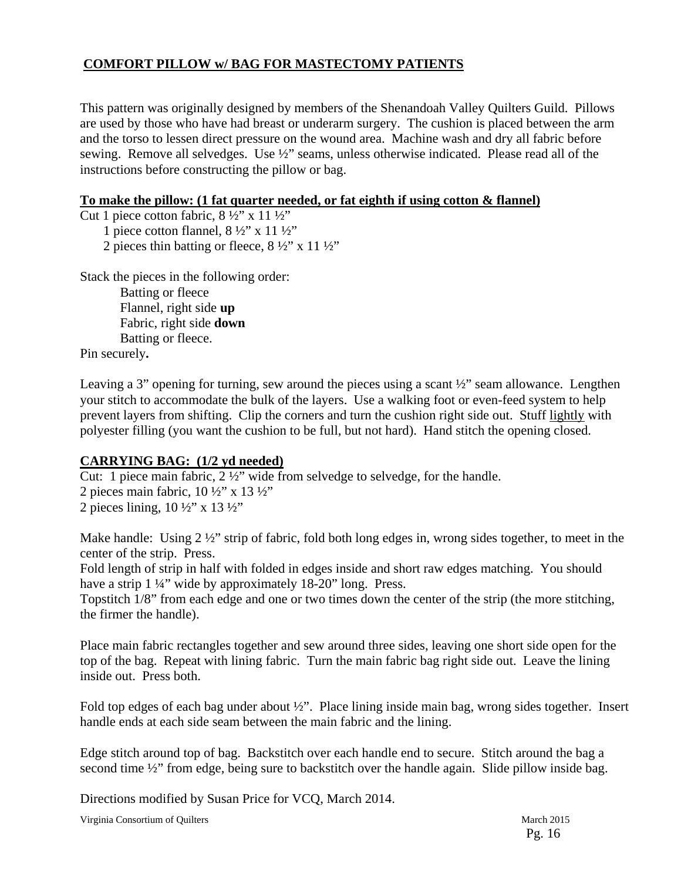**COMFORT PILLOW w/ BAG FOR MASTECTOMY PATIENTS**

This pattern was originally designed by members of the Shenandoah Valley Quilters Guild. Pillows are used by those who have had breast or underarm surgery. The cushion is placed between the arm and the torso to lessen direct pressure on the wound area. Machine wash and dry all fabric before sewing. Remove all selvedges. Use ½" seams, unless otherwise indicated. Please read all of the instructions before constructing the pillow or bag.

**To make the pillow: (1 fat quarter needed, or fat eighth if using cotton & flannel)**

Cut 1 piece cotton fabric, 8 ½" x 11 ½"
1 piece cotton flannel, 8 ½" x 11 ½"
2 pieces thin batting or fleece, 8 ½" x 11 ½"

Stack the pieces in the following order:

Batting or fleece
Flannel, right side **up**
Fabric, right side **down**
Batting or fleece.

Pin securely**.**

Leaving a 3" opening for turning, sew around the pieces using a scant ½" seam allowance. Lengthen your stitch to accommodate the bulk of the layers. Use a walking foot or even-feed system to help prevent layers from shifting. Clip the corners and turn the cushion right side out. Stuff lightly with polyester filling (you want the cushion to be full, but not hard). Hand stitch the opening closed.

**CARRYING BAG: (1/2 yd needed)**

Cut: 1 piece main fabric, 2 ½" wide from selvedge to selvedge, for the handle.
2 pieces main fabric, 10 ½" x 13 ½"
2 pieces lining, 10 ½" x 13 ½"

Make handle: Using 2 ½" strip of fabric, fold both long edges in, wrong sides together, to meet in the center of the strip. Press.
Fold length of strip in half with folded in edges inside and short raw edges matching. You should have a strip 1 ¼" wide by approximately 18-20" long. Press.
Topstitch 1/8" from each edge and one or two times down the center of the strip (the more stitching, the firmer the handle).

Place main fabric rectangles together and sew around three sides, leaving one short side open for the top of the bag. Repeat with lining fabric. Turn the main fabric bag right side out. Leave the lining inside out. Press both.

Fold top edges of each bag under about ½". Place lining inside main bag, wrong sides together. Insert handle ends at each side seam between the main fabric and the lining.

Edge stitch around top of bag. Backstitch over each handle end to secure. Stitch around the bag a second time ½" from edge, being sure to backstitch over the handle again. Slide pillow inside bag.

Directions modified by Susan Price for VCQ, March 2014.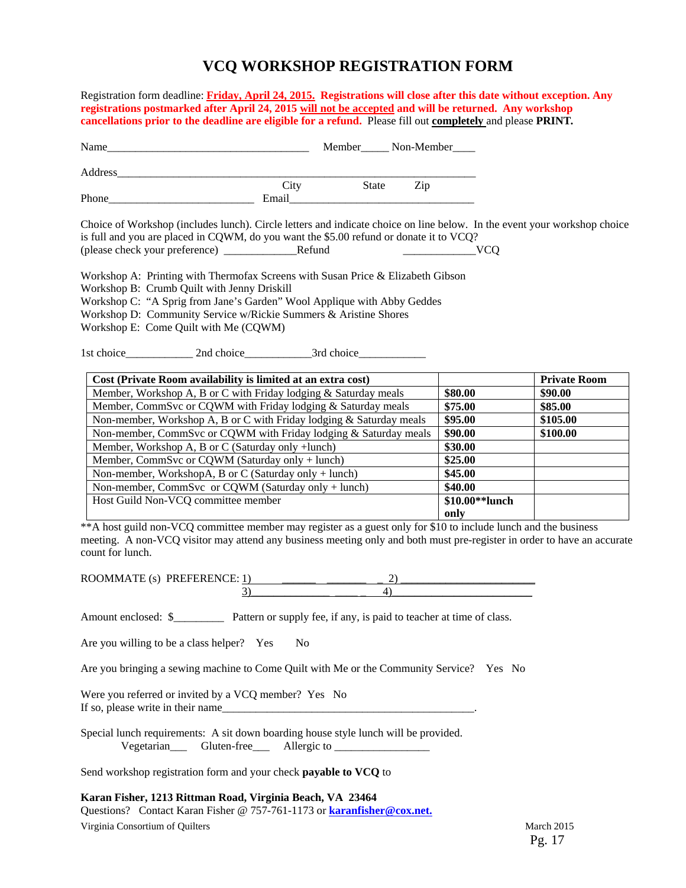# VCQ WORKSHOP REGISTRATION FORM

Registration form deadline: **Friday, April 24, 2015. Registrations will close after this date without exception. Any registrations postmarked after April 24, 2015 will not be accepted and will be returned. Any workshop cancellations prior to the deadline are eligible for a refund.** Please fill out **completely** and please **PRINT.**

Name_____________________________________ Member_____ Non-Member____

Address_________________________________________________________________
City State Zip

Phone___________________________ Email__________________________________

Choice of Workshop (includes lunch). Circle letters and indicate choice on line below. In the event your workshop choice is full and you are placed in CQWM, do you want the $5.00 refund or donate it to VCQ?
(please check your preference) _____________Refund _____________VCQ

Workshop A: Printing with Thermofax Screens with Susan Price & Elizabeth Gibson
Workshop B: Crumb Quilt with Jenny Driskill
Workshop C: "A Sprig from Jane's Garden" Wool Applique with Abby Geddes
Workshop D: Community Service w/Rickie Summers & Aristine Shores
Workshop E: Come Quilt with Me (CQWM)

1st choice____________ 2nd choice____________3rd choice____________

| Cost (Private Room availability is limited at an extra cost) | | Private Room |
|---|---|---|
| Member, Workshop A, B or C with Friday lodging & Saturday meals | **$80.00** | **$90.00** |
| Member, CommSvc or CQWM with Friday lodging & Saturday meals | **$75.00** | **$85.00** |
| Non-member, Workshop A, B or C with Friday lodging & Saturday meals | **$95.00** | **$105.00** |
| Non-member, CommSvc or CQWM with Friday lodging & Saturday meals | **$90.00** | **$100.00** |
| Member, Workshop A, B or C (Saturday only +lunch) | **$30.00** | |
| Member, CommSvc or CQWM (Saturday only + lunch) | **$25.00** | |
| Non-member, WorkshopA, B or C (Saturday only + lunch) | **$45.00** | |
| Non-member, CommSvc or CQWM (Saturday only + lunch) | **$40.00** | |
| Host Guild Non-VCQ committee member | **$10.00**lunch only** | |

**A host guild non-VCQ committee member may register as a guest only for $10 to include lunch and the business meeting. A non-VCQ visitor may attend any business meeting only and both must pre-register in order to have an accurate count for lunch.

ROOMMATE (s) PREFERENCE: 1)________________________ 2)________________________
3)________________________ 4)________________________

Amount enclosed: $_________ Pattern or supply fee, if any, is paid to teacher at time of class.

Are you willing to be a class helper? Yes No

Are you bringing a sewing machine to Come Quilt with Me or the Community Service? Yes No

Were you referred or invited by a VCQ member? Yes No
If so, please write in their name_______________________________________________.

Special lunch requirements: A sit down boarding house style lunch will be provided.
Vegetarian___ Gluten-free___ Allergic to _________________

Send workshop registration form and your check **payable to VCQ** to

**Karan Fisher, 1213 Rittman Road, Virginia Beach, VA 23464**
Questions? Contact Karan Fisher @ 757-761-1173 or **karanfisher@cox.net.**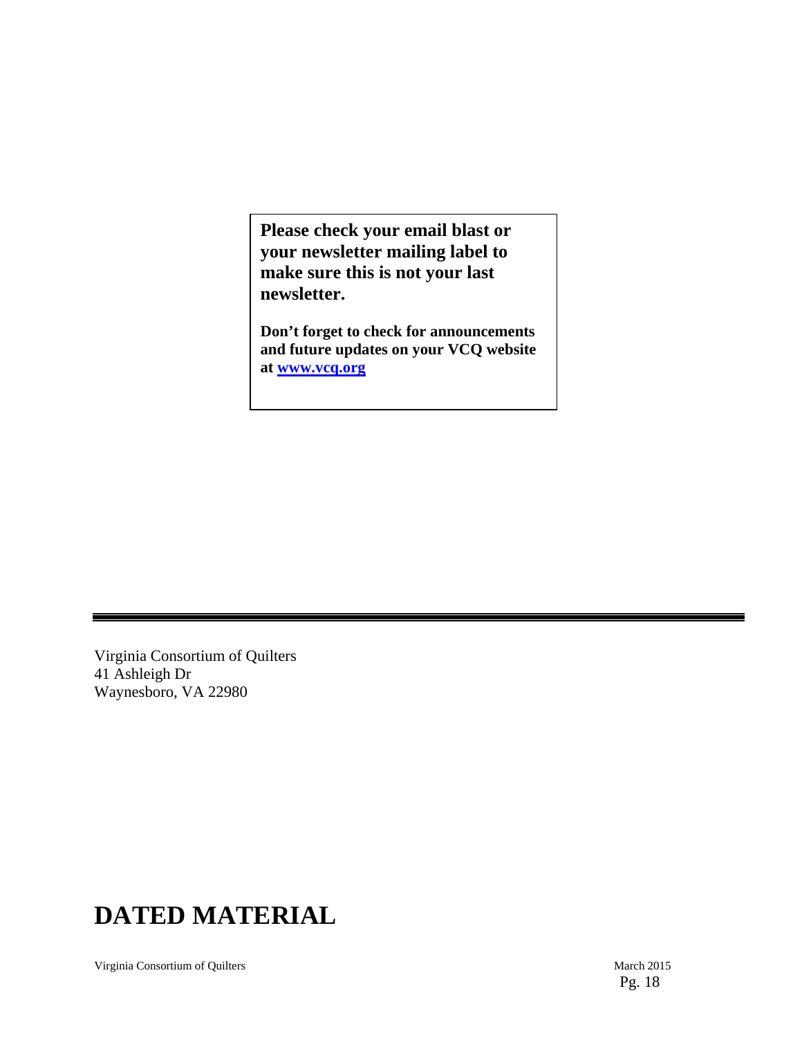**Please check your email blast or your newsletter mailing label to make sure this is not your last newsletter.**

**Don't forget to check for announcements and future updates on your VCQ website at [www.vcq.org](http://www.vcq.org)**

---

Virginia Consortium of Quilters
41 Ashleigh Dr
Waynesboro, VA 22980

# DATED MATERIAL